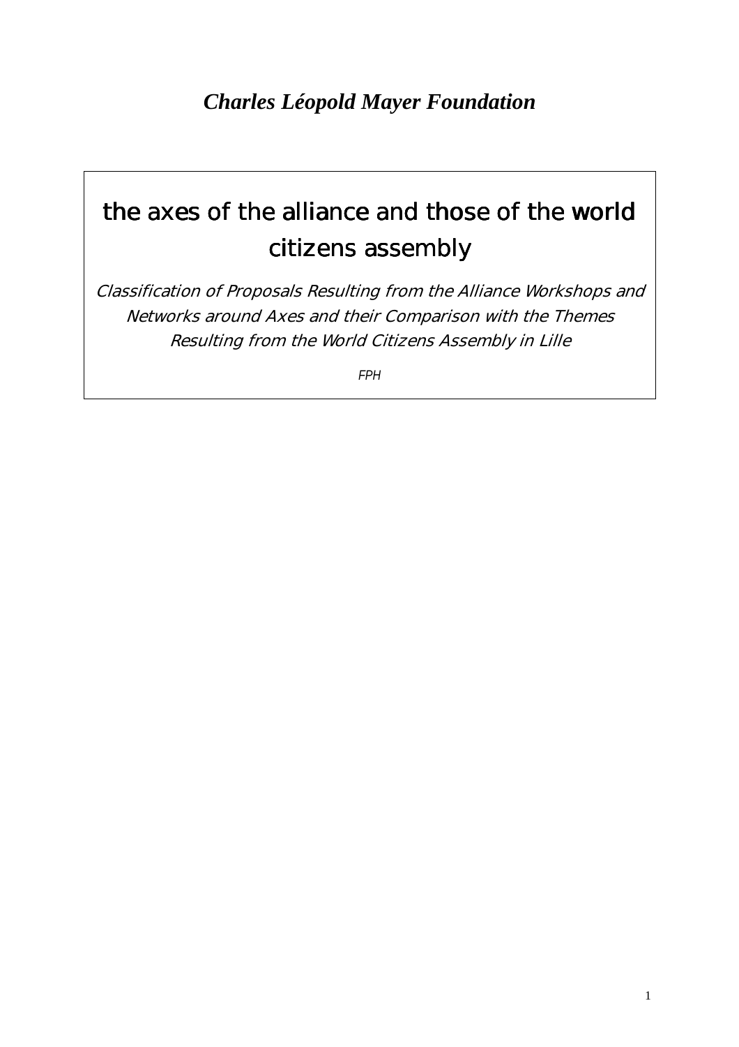*Charles Léopold Mayer Foundation*

# the axes of the alliance and those of the world citizens assembly

*Classification of Proposals Resulting from the Alliance Workshops and Networks around Axes and their Comparison with the Themes Resulting from the World Citizens Assembly in Lille*

*FPH*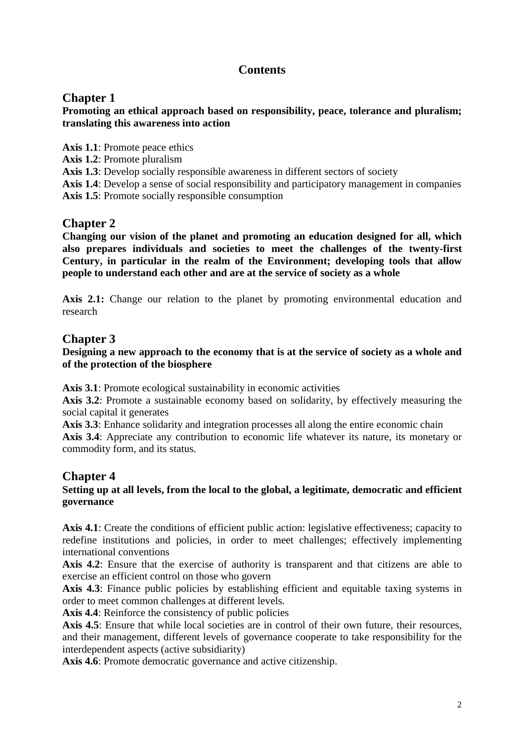# Contents

## Chapter 1

**Promoting an ethical approach based on responsibility, peace, tolerance and pluralism; translating this awareness into action**

**Axis 1.1**: Promote peace ethics
**Axis 1.2**: Promote pluralism
**Axis 1.3**: Develop socially responsible awareness in different sectors of society
**Axis 1.4**: Develop a sense of social responsibility and participatory management in companies
**Axis 1.5**: Promote socially responsible consumption

## Chapter 2

**Changing our vision of the planet and promoting an education designed for all, which also prepares individuals and societies to meet the challenges of the twenty-first Century, in particular in the realm of the Environment; developing tools that allow people to understand each other and are at the service of society as a whole**

**Axis 2.1:** Change our relation to the planet by promoting environmental education and research

## Chapter 3

**Designing a new approach to the economy that is at the service of society as a whole and of the protection of the biosphere**

**Axis 3.1**: Promote ecological sustainability in economic activities
**Axis 3.2**: Promote a sustainable economy based on solidarity, by effectively measuring the social capital it generates
**Axis 3.3**: Enhance solidarity and integration processes all along the entire economic chain
**Axis 3.4**: Appreciate any contribution to economic life whatever its nature, its monetary or commodity form, and its status.

## Chapter 4

**Setting up at all levels, from the local to the global, a legitimate, democratic and efficient governance**

**Axis 4.1**: Create the conditions of efficient public action: legislative effectiveness; capacity to redefine institutions and policies, in order to meet challenges; effectively implementing international conventions
**Axis 4.2**: Ensure that the exercise of authority is transparent and that citizens are able to exercise an efficient control on those who govern
**Axis 4.3**: Finance public policies by establishing efficient and equitable taxing systems in order to meet common challenges at different levels.
**Axis 4.4**: Reinforce the consistency of public policies
**Axis 4.5**: Ensure that while local societies are in control of their own future, their resources, and their management, different levels of governance cooperate to take responsibility for the interdependent aspects (active subsidiarity)
**Axis 4.6**: Promote democratic governance and active citizenship.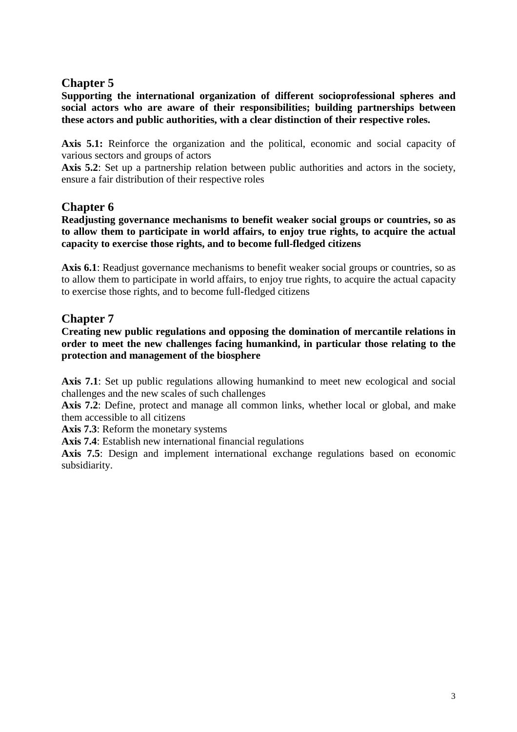## Chapter 5

**Supporting the international organization of different socioprofessional spheres and social actors who are aware of their responsibilities; building partnerships between these actors and public authorities, with a clear distinction of their respective roles.**

**Axis 5.1:** Reinforce the organization and the political, economic and social capacity of various sectors and groups of actors

**Axis 5.2**: Set up a partnership relation between public authorities and actors in the society, ensure a fair distribution of their respective roles

## Chapter 6

**Readjusting governance mechanisms to benefit weaker social groups or countries, so as to allow them to participate in world affairs, to enjoy true rights, to acquire the actual capacity to exercise those rights, and to become full-fledged citizens**

**Axis 6.1**: Readjust governance mechanisms to benefit weaker social groups or countries, so as to allow them to participate in world affairs, to enjoy true rights, to acquire the actual capacity to exercise those rights, and to become full-fledged citizens

## Chapter 7

**Creating new public regulations and opposing the domination of mercantile relations in order to meet the new challenges facing humankind, in particular those relating to the protection and management of the biosphere**

**Axis 7.1**: Set up public regulations allowing humankind to meet new ecological and social challenges and the new scales of such challenges

**Axis 7.2**: Define, protect and manage all common links, whether local or global, and make them accessible to all citizens

**Axis 7.3**: Reform the monetary systems

**Axis 7.4**: Establish new international financial regulations

**Axis 7.5**: Design and implement international exchange regulations based on economic subsidiarity.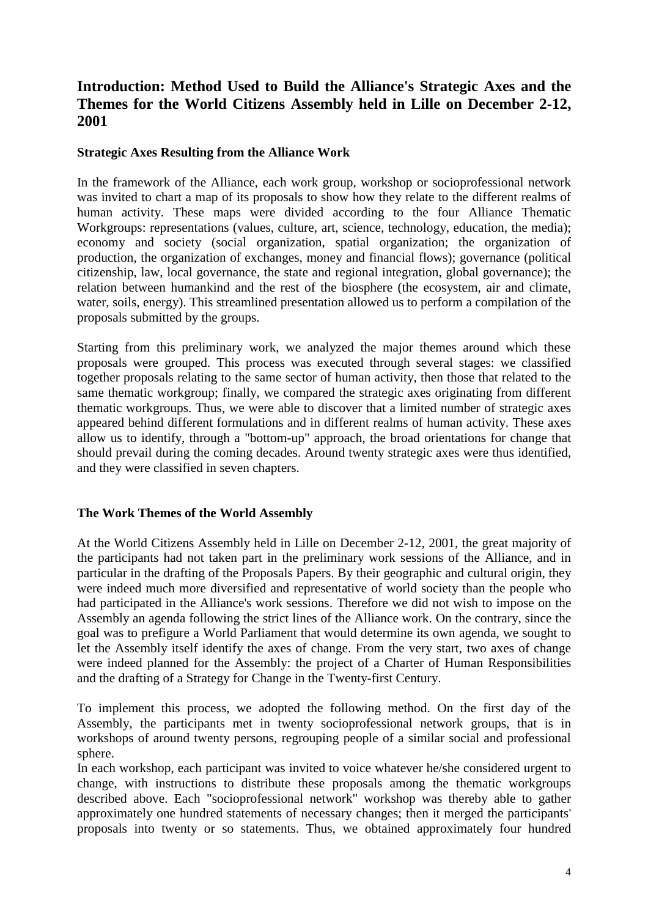## Introduction: Method Used to Build the Alliance's Strategic Axes and the Themes for the World Citizens Assembly held in Lille on December 2-12, 2001

### Strategic Axes Resulting from the Alliance Work

In the framework of the Alliance, each work group, workshop or socioprofessional network was invited to chart a map of its proposals to show how they relate to the different realms of human activity. These maps were divided according to the four Alliance Thematic Workgroups: representations (values, culture, art, science, technology, education, the media); economy and society (social organization, spatial organization; the organization of production, the organization of exchanges, money and financial flows); governance (political citizenship, law, local governance, the state and regional integration, global governance); the relation between humankind and the rest of the biosphere (the ecosystem, air and climate, water, soils, energy). This streamlined presentation allowed us to perform a compilation of the proposals submitted by the groups.

Starting from this preliminary work, we analyzed the major themes around which these proposals were grouped. This process was executed through several stages: we classified together proposals relating to the same sector of human activity, then those that related to the same thematic workgroup; finally, we compared the strategic axes originating from different thematic workgroups. Thus, we were able to discover that a limited number of strategic axes appeared behind different formulations and in different realms of human activity. These axes allow us to identify, through a "bottom-up" approach, the broad orientations for change that should prevail during the coming decades. Around twenty strategic axes were thus identified, and they were classified in seven chapters.

### The Work Themes of the World Assembly

At the World Citizens Assembly held in Lille on December 2-12, 2001, the great majority of the participants had not taken part in the preliminary work sessions of the Alliance, and in particular in the drafting of the Proposals Papers. By their geographic and cultural origin, they were indeed much more diversified and representative of world society than the people who had participated in the Alliance's work sessions. Therefore we did not wish to impose on the Assembly an agenda following the strict lines of the Alliance work. On the contrary, since the goal was to prefigure a World Parliament that would determine its own agenda, we sought to let the Assembly itself identify the axes of change. From the very start, two axes of change were indeed planned for the Assembly: the project of a Charter of Human Responsibilities and the drafting of a Strategy for Change in the Twenty-first Century.

To implement this process, we adopted the following method. On the first day of the Assembly, the participants met in twenty socioprofessional network groups, that is in workshops of around twenty persons, regrouping people of a similar social and professional sphere.

In each workshop, each participant was invited to voice whatever he/she considered urgent to change, with instructions to distribute these proposals among the thematic workgroups described above. Each "socioprofessional network" workshop was thereby able to gather approximately one hundred statements of necessary changes; then it merged the participants' proposals into twenty or so statements. Thus, we obtained approximately four hundred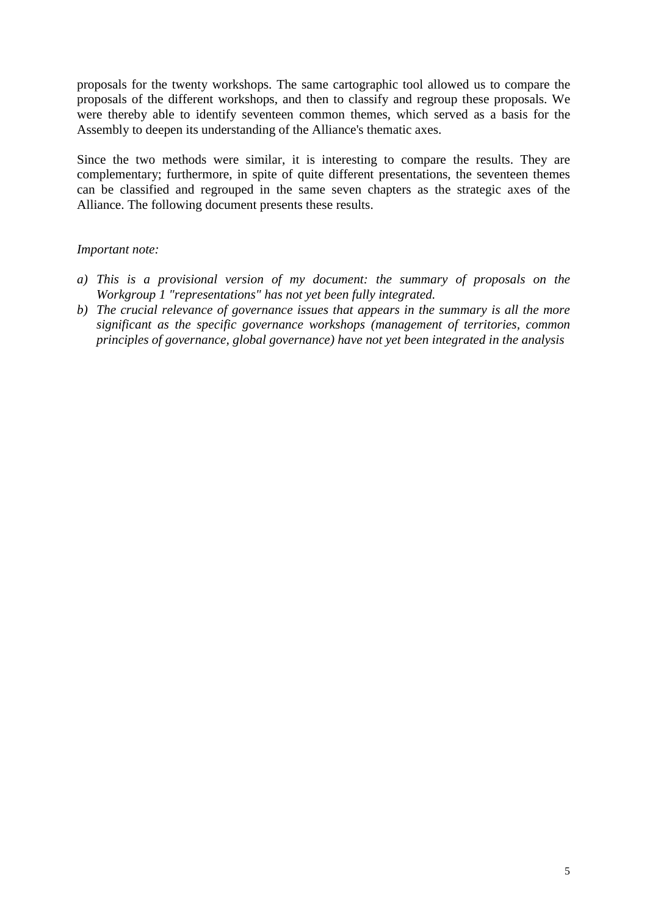proposals for the twenty workshops. The same cartographic tool allowed us to compare the proposals of the different workshops, and then to classify and regroup these proposals. We were thereby able to identify seventeen common themes, which served as a basis for the Assembly to deepen its understanding of the Alliance's thematic axes.

Since the two methods were similar, it is interesting to compare the results. They are complementary; furthermore, in spite of quite different presentations, the seventeen themes can be classified and regrouped in the same seven chapters as the strategic axes of the Alliance. The following document presents these results.

*Important note:*

a) *This is a provisional version of my document: the summary of proposals on the Workgroup 1 "representations" has not yet been fully integrated.*
b) *The crucial relevance of governance issues that appears in the summary is all the more significant as the specific governance workshops (management of territories, common principles of governance, global governance) have not yet been integrated in the analysis*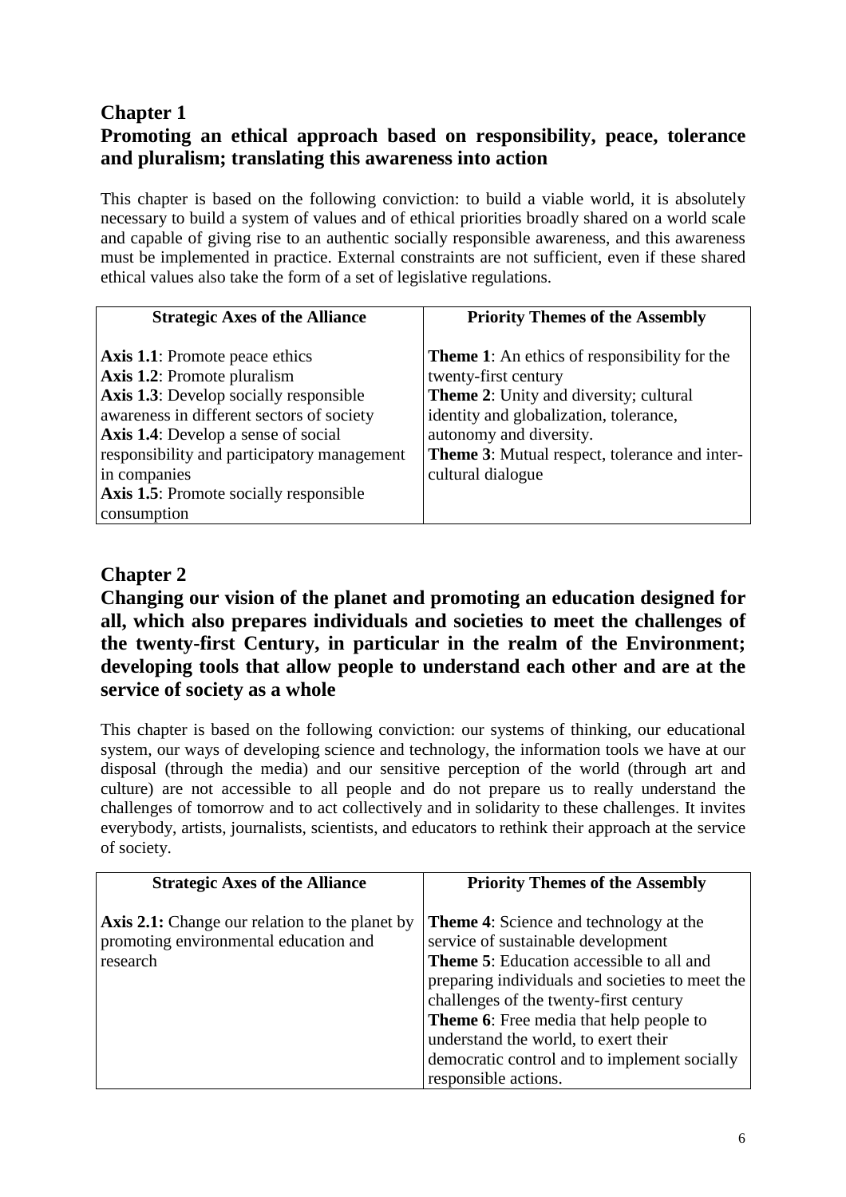## Chapter 1

## Promoting an ethical approach based on responsibility, peace, tolerance and pluralism; translating this awareness into action

This chapter is based on the following conviction: to build a viable world, it is absolutely necessary to build a system of values and of ethical priorities broadly shared on a world scale and capable of giving rise to an authentic socially responsible awareness, and this awareness must be implemented in practice. External constraints are not sufficient, even if these shared ethical values also take the form of a set of legislative regulations.

| Strategic Axes of the Alliance | Priority Themes of the Assembly |
|---|---|
| **Axis 1.1**: Promote peace ethics<br>**Axis 1.2**: Promote pluralism<br>**Axis 1.3**: Develop socially responsible awareness in different sectors of society<br>**Axis 1.4**: Develop a sense of social responsibility and participatory management in companies<br>**Axis 1.5**: Promote socially responsible consumption | **Theme 1**: An ethics of responsibility for the twenty-first century<br>**Theme 2**: Unity and diversity; cultural identity and globalization, tolerance, autonomy and diversity.<br>**Theme 3**: Mutual respect, tolerance and inter-cultural dialogue |

## Chapter 2

## Changing our vision of the planet and promoting an education designed for all, which also prepares individuals and societies to meet the challenges of the twenty-first Century, in particular in the realm of the Environment; developing tools that allow people to understand each other and are at the service of society as a whole

This chapter is based on the following conviction: our systems of thinking, our educational system, our ways of developing science and technology, the information tools we have at our disposal (through the media) and our sensitive perception of the world (through art and culture) are not accessible to all people and do not prepare us to really understand the challenges of tomorrow and to act collectively and in solidarity to these challenges. It invites everybody, artists, journalists, scientists, and educators to rethink their approach at the service of society.

| Strategic Axes of the Alliance | Priority Themes of the Assembly |
|---|---|
| **Axis 2.1:** Change our relation to the planet by promoting environmental education and research | **Theme 4**: Science and technology at the service of sustainable development<br>**Theme 5**: Education accessible to all and preparing individuals and societies to meet the challenges of the twenty-first century<br>**Theme 6**: Free media that help people to understand the world, to exert their democratic control and to implement socially responsible actions. |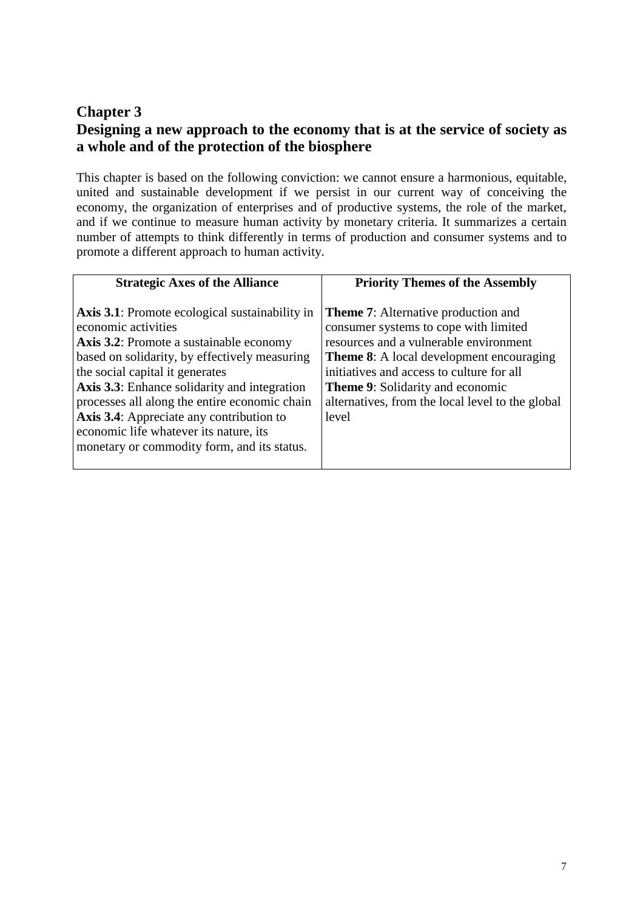## Chapter 3
## Designing a new approach to the economy that is at the service of society as a whole and of the protection of the biosphere

This chapter is based on the following conviction: we cannot ensure a harmonious, equitable, united and sustainable development if we persist in our current way of conceiving the economy, the organization of enterprises and of productive systems, the role of the market, and if we continue to measure human activity by monetary criteria. It summarizes a certain number of attempts to think differently in terms of production and consumer systems and to promote a different approach to human activity.

| Strategic Axes of the Alliance | Priority Themes of the Assembly |
| --- | --- |
| **Axis 3.1**: Promote ecological sustainability in economic activities<br>**Axis 3.2**: Promote a sustainable economy based on solidarity, by effectively measuring the social capital it generates<br>**Axis 3.3**: Enhance solidarity and integration processes all along the entire economic chain<br>**Axis 3.4**: Appreciate any contribution to economic life whatever its nature, its monetary or commodity form, and its status. | **Theme 7**: Alternative production and consumer systems to cope with limited resources and a vulnerable environment<br>**Theme 8**: A local development encouraging initiatives and access to culture for all<br>**Theme 9**: Solidarity and economic alternatives, from the local level to the global level |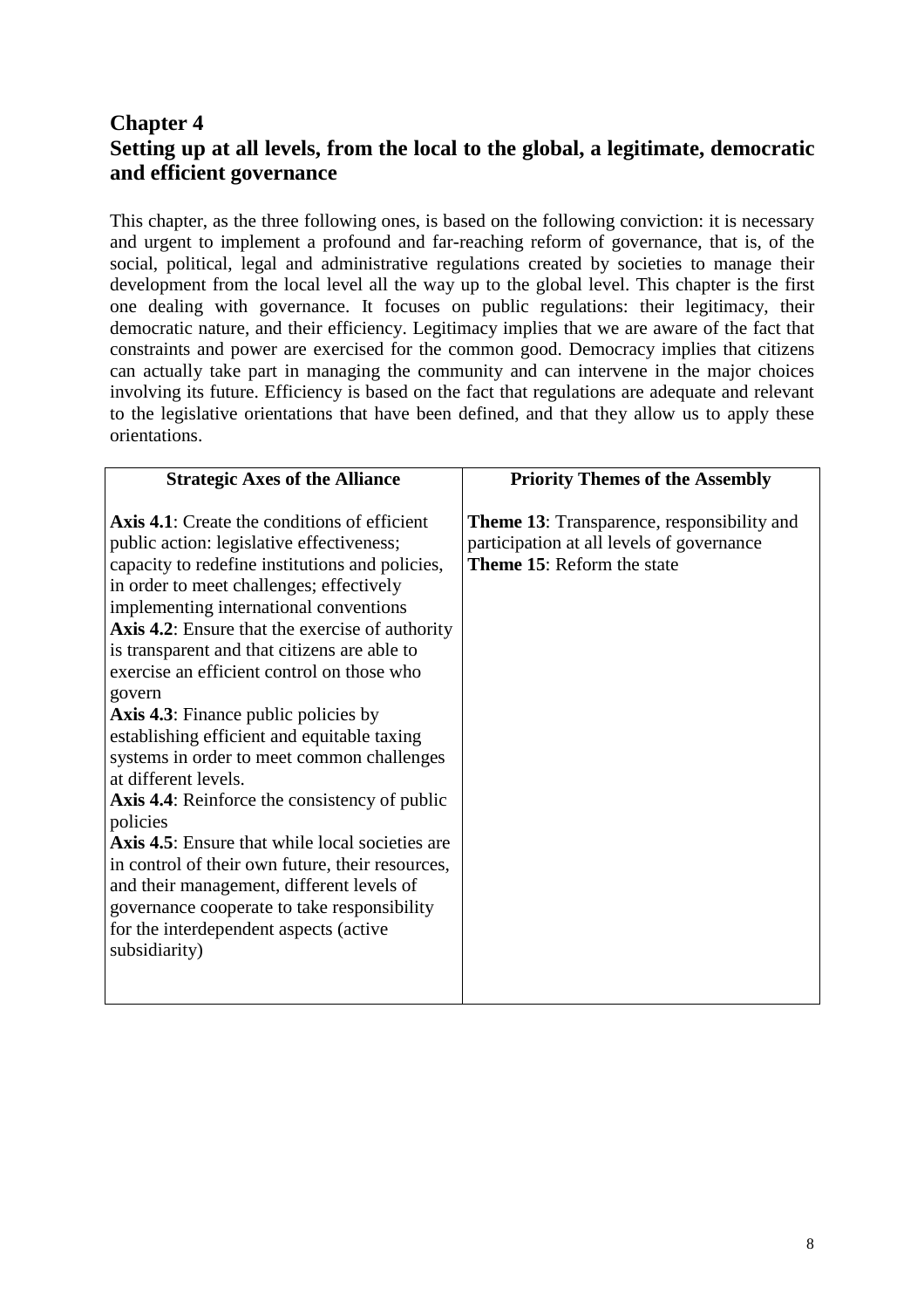# Chapter 4
# Setting up at all levels, from the local to the global, a legitimate, democratic and efficient governance

This chapter, as the three following ones, is based on the following conviction: it is necessary and urgent to implement a profound and far-reaching reform of governance, that is, of the social, political, legal and administrative regulations created by societies to manage their development from the local level all the way up to the global level. This chapter is the first one dealing with governance. It focuses on public regulations: their legitimacy, their democratic nature, and their efficiency. Legitimacy implies that we are aware of the fact that constraints and power are exercised for the common good. Democracy implies that citizens can actually take part in managing the community and can intervene in the major choices involving its future. Efficiency is based on the fact that regulations are adequate and relevant to the legislative orientations that have been defined, and that they allow us to apply these orientations.

| Strategic Axes of the Alliance | Priority Themes of the Assembly |
|---|---|
| **Axis 4.1**: Create the conditions of efficient public action: legislative effectiveness; capacity to redefine institutions and policies, in order to meet challenges; effectively implementing international conventions<br>**Axis 4.2**: Ensure that the exercise of authority is transparent and that citizens are able to exercise an efficient control on those who govern<br>**Axis 4.3**: Finance public policies by establishing efficient and equitable taxing systems in order to meet common challenges at different levels.<br>**Axis 4.4**: Reinforce the consistency of public policies<br>**Axis 4.5**: Ensure that while local societies are in control of their own future, their resources, and their management, different levels of governance cooperate to take responsibility for the interdependent aspects (active subsidiarity) | **Theme 13**: Transparence, responsibility and participation at all levels of governance<br>**Theme 15**: Reform the state |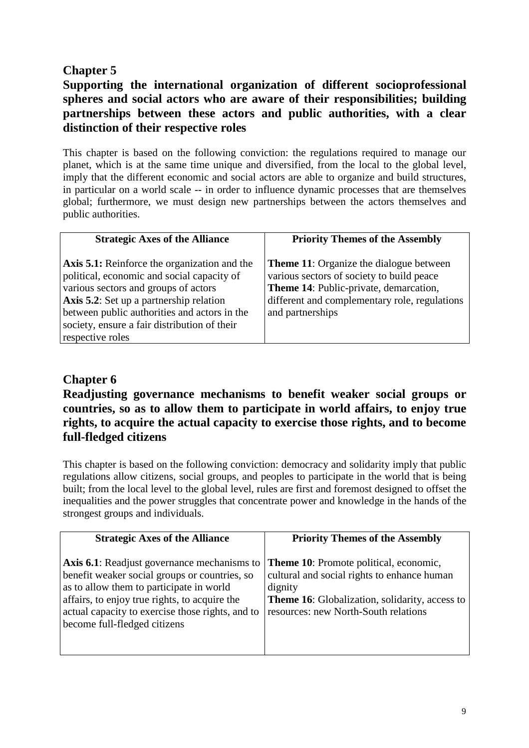## Chapter 5

## Supporting the international organization of different socioprofessional spheres and social actors who are aware of their responsibilities; building partnerships between these actors and public authorities, with a clear distinction of their respective roles

This chapter is based on the following conviction: the regulations required to manage our planet, which is at the same time unique and diversified, from the local to the global level, imply that the different economic and social actors are able to organize and build structures, in particular on a world scale -- in order to influence dynamic processes that are themselves global; furthermore, we must design new partnerships between the actors themselves and public authorities.

| Strategic Axes of the Alliance | Priority Themes of the Assembly |
|---|---|
| **Axis 5.1:** Reinforce the organization and the political, economic and social capacity of various sectors and groups of actors<br>**Axis 5.2**: Set up a partnership relation between public authorities and actors in the society, ensure a fair distribution of their respective roles | **Theme 11**: Organize the dialogue between various sectors of society to build peace<br>**Theme 14**: Public-private, demarcation, different and complementary role, regulations and partnerships |

## Chapter 6

## Readjusting governance mechanisms to benefit weaker social groups or countries, so as to allow them to participate in world affairs, to enjoy true rights, to acquire the actual capacity to exercise those rights, and to become full-fledged citizens

This chapter is based on the following conviction: democracy and solidarity imply that public regulations allow citizens, social groups, and peoples to participate in the world that is being built; from the local level to the global level, rules are first and foremost designed to offset the inequalities and the power struggles that concentrate power and knowledge in the hands of the strongest groups and individuals.

| Strategic Axes of the Alliance | Priority Themes of the Assembly |
|---|---|
| **Axis 6.1**: Readjust governance mechanisms to benefit weaker social groups or countries, so as to allow them to participate in world affairs, to enjoy true rights, to acquire the actual capacity to exercise those rights, and to become full-fledged citizens | **Theme 10**: Promote political, economic, cultural and social rights to enhance human dignity<br>**Theme 16**: Globalization, solidarity, access to resources: new North-South relations |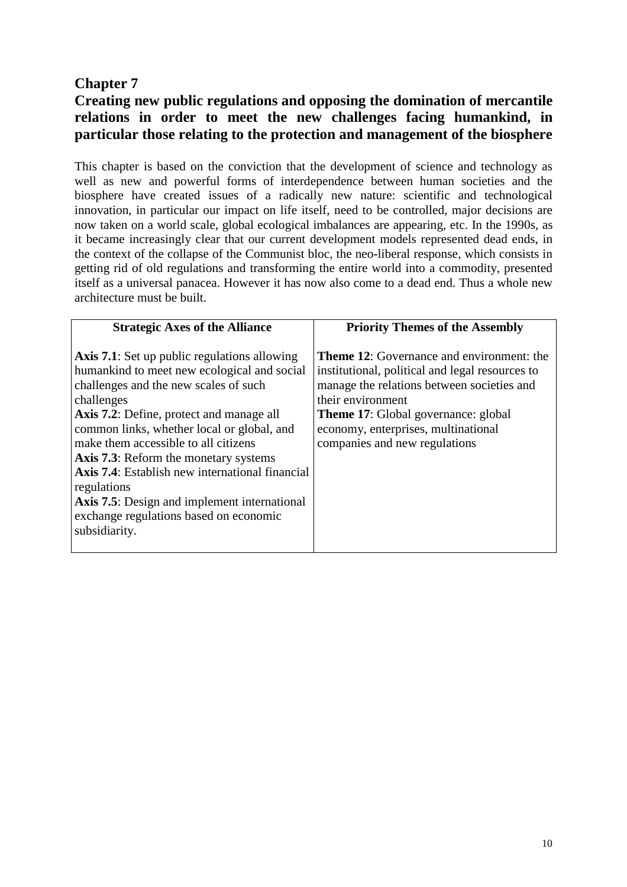## Chapter 7

## Creating new public regulations and opposing the domination of mercantile relations in order to meet the new challenges facing humankind, in particular those relating to the protection and management of the biosphere

This chapter is based on the conviction that the development of science and technology as well as new and powerful forms of interdependence between human societies and the biosphere have created issues of a radically new nature: scientific and technological innovation, in particular our impact on life itself, need to be controlled, major decisions are now taken on a world scale, global ecological imbalances are appearing, etc. In the 1990s, as it became increasingly clear that our current development models represented dead ends, in the context of the collapse of the Communist bloc, the neo-liberal response, which consists in getting rid of old regulations and transforming the entire world into a commodity, presented itself as a universal panacea. However it has now also come to a dead end. Thus a whole new architecture must be built.

| Strategic Axes of the Alliance | Priority Themes of the Assembly |
|---|---|
| **Axis 7.1**: Set up public regulations allowing humankind to meet new ecological and social challenges and the new scales of such challenges<br>**Axis 7.2**: Define, protect and manage all common links, whether local or global, and make them accessible to all citizens<br>**Axis 7.3**: Reform the monetary systems<br>**Axis 7.4**: Establish new international financial regulations<br>**Axis 7.5**: Design and implement international exchange regulations based on economic subsidiarity. | **Theme 12**: Governance and environment: the institutional, political and legal resources to manage the relations between societies and their environment<br>**Theme 17**: Global governance: global economy, enterprises, multinational companies and new regulations |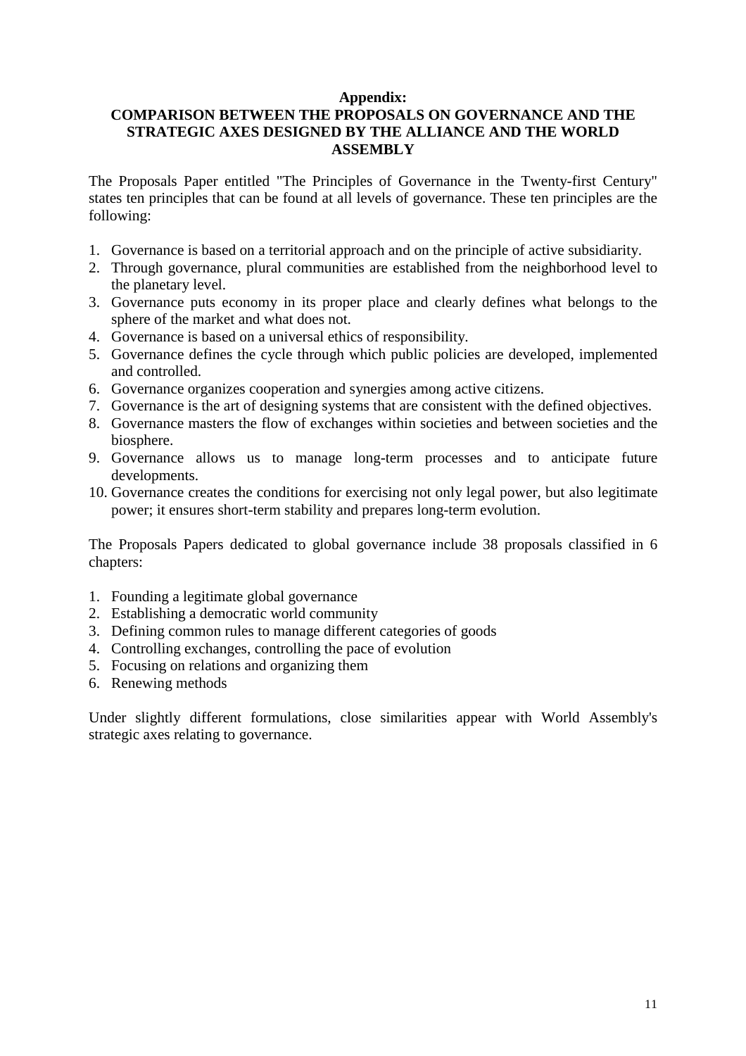# Appendix:

## COMPARISON BETWEEN THE PROPOSALS ON GOVERNANCE AND THE STRATEGIC AXES DESIGNED BY THE ALLIANCE AND THE WORLD ASSEMBLY

The Proposals Paper entitled "The Principles of Governance in the Twenty-first Century" states ten principles that can be found at all levels of governance. These ten principles are the following:

1. Governance is based on a territorial approach and on the principle of active subsidiarity.
2. Through governance, plural communities are established from the neighborhood level to the planetary level.
3. Governance puts economy in its proper place and clearly defines what belongs to the sphere of the market and what does not.
4. Governance is based on a universal ethics of responsibility.
5. Governance defines the cycle through which public policies are developed, implemented and controlled.
6. Governance organizes cooperation and synergies among active citizens.
7. Governance is the art of designing systems that are consistent with the defined objectives.
8. Governance masters the flow of exchanges within societies and between societies and the biosphere.
9. Governance allows us to manage long-term processes and to anticipate future developments.
10. Governance creates the conditions for exercising not only legal power, but also legitimate power; it ensures short-term stability and prepares long-term evolution.

The Proposals Papers dedicated to global governance include 38 proposals classified in 6 chapters:

1. Founding a legitimate global governance
2. Establishing a democratic world community
3. Defining common rules to manage different categories of goods
4. Controlling exchanges, controlling the pace of evolution
5. Focusing on relations and organizing them
6. Renewing methods

Under slightly different formulations, close similarities appear with World Assembly's strategic axes relating to governance.